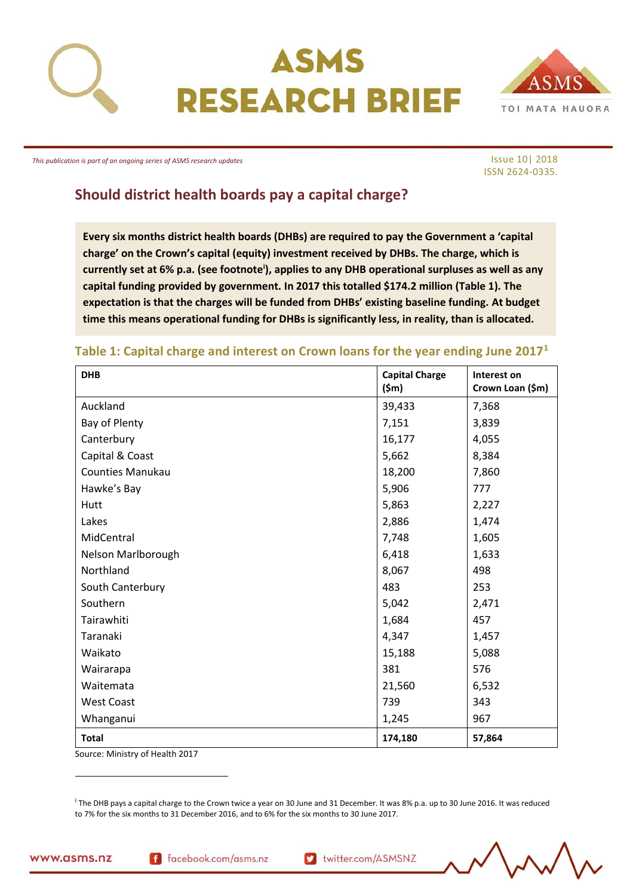# ASMS RESEARCH BRIEF

*This publication is part of an ongoing series of ASMS research updates*

Issue 10| 2018
ISSN 2624-0335.

## Should district health boards pay a capital charge?

**Every six months district health boards (DHBs) are required to pay the Government a 'capital charge' on the Crown's capital (equity) investment received by DHBs. The charge, which is currently set at 6% p.a. (see footnote[i]), applies to any DHB operational surpluses as well as any capital funding provided by government. In 2017 this totalled $174.2 million (Table 1). The expectation is that the charges will be funded from DHBs' existing baseline funding. At budget time this means operational funding for DHBs is significantly less, in reality, than is allocated.**

### Table 1: Capital charge and interest on Crown loans for the year ending June 2017[1]

| DHB | Capital Charge ($m) | Interest on Crown Loan ($m) |
|---|---|---|
| Auckland | 39,433 | 7,368 |
| Bay of Plenty | 7,151 | 3,839 |
| Canterbury | 16,177 | 4,055 |
| Capital & Coast | 5,662 | 8,384 |
| Counties Manukau | 18,200 | 7,860 |
| Hawke's Bay | 5,906 | 777 |
| Hutt | 5,863 | 2,227 |
| Lakes | 2,886 | 1,474 |
| MidCentral | 7,748 | 1,605 |
| Nelson Marlborough | 6,418 | 1,633 |
| Northland | 8,067 | 498 |
| South Canterbury | 483 | 253 |
| Southern | 5,042 | 2,471 |
| Tairawhiti | 1,684 | 457 |
| Taranaki | 4,347 | 1,457 |
| Waikato | 15,188 | 5,088 |
| Wairarapa | 381 | 576 |
| Waitemata | 21,560 | 6,532 |
| West Coast | 739 | 343 |
| Whanganui | 1,245 | 967 |
| **Total** | **174,180** | **57,864** |

Source: Ministry of Health 2017

[i] The DHB pays a capital charge to the Crown twice a year on 30 June and 31 December. It was 8% p.a. up to 30 June 2016. It was reduced to 7% for the six months to 31 December 2016, and to 6% for the six months to 30 June 2017.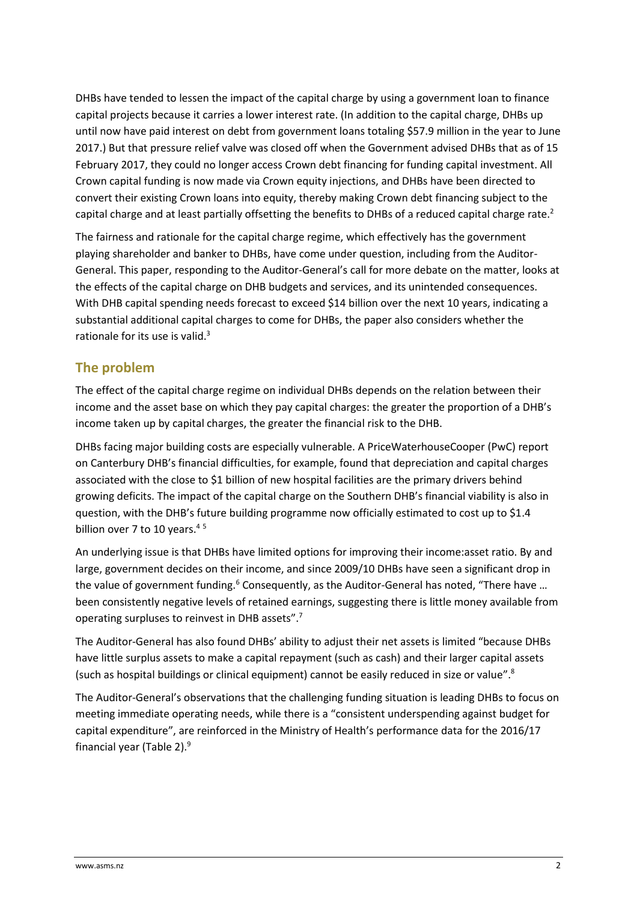DHBs have tended to lessen the impact of the capital charge by using a government loan to finance capital projects because it carries a lower interest rate. (In addition to the capital charge, DHBs up until now have paid interest on debt from government loans totaling $57.9 million in the year to June 2017.) But that pressure relief valve was closed off when the Government advised DHBs that as of 15 February 2017, they could no longer access Crown debt financing for funding capital investment. All Crown capital funding is now made via Crown equity injections, and DHBs have been directed to convert their existing Crown loans into equity, thereby making Crown debt financing subject to the capital charge and at least partially offsetting the benefits to DHBs of a reduced capital charge rate.[2]

The fairness and rationale for the capital charge regime, which effectively has the government playing shareholder and banker to DHBs, have come under question, including from the Auditor-General. This paper, responding to the Auditor-General's call for more debate on the matter, looks at the effects of the capital charge on DHB budgets and services, and its unintended consequences. With DHB capital spending needs forecast to exceed $14 billion over the next 10 years, indicating a substantial additional capital charges to come for DHBs, the paper also considers whether the rationale for its use is valid.[3]

## The problem

The effect of the capital charge regime on individual DHBs depends on the relation between their income and the asset base on which they pay capital charges: the greater the proportion of a DHB's income taken up by capital charges, the greater the financial risk to the DHB.

DHBs facing major building costs are especially vulnerable. A PriceWaterhouseCooper (PwC) report on Canterbury DHB's financial difficulties, for example, found that depreciation and capital charges associated with the close to $1 billion of new hospital facilities are the primary drivers behind growing deficits. The impact of the capital charge on the Southern DHB's financial viability is also in question, with the DHB's future building programme now officially estimated to cost up to $1.4 billion over 7 to 10 years.[4][5]

An underlying issue is that DHBs have limited options for improving their income:asset ratio. By and large, government decides on their income, and since 2009/10 DHBs have seen a significant drop in the value of government funding.[6] Consequently, as the Auditor-General has noted, "There have … been consistently negative levels of retained earnings, suggesting there is little money available from operating surpluses to reinvest in DHB assets".[7]

The Auditor-General has also found DHBs' ability to adjust their net assets is limited "because DHBs have little surplus assets to make a capital repayment (such as cash) and their larger capital assets (such as hospital buildings or clinical equipment) cannot be easily reduced in size or value".[8]

The Auditor-General's observations that the challenging funding situation is leading DHBs to focus on meeting immediate operating needs, while there is a "consistent underspending against budget for capital expenditure", are reinforced in the Ministry of Health's performance data for the 2016/17 financial year (Table 2).[9]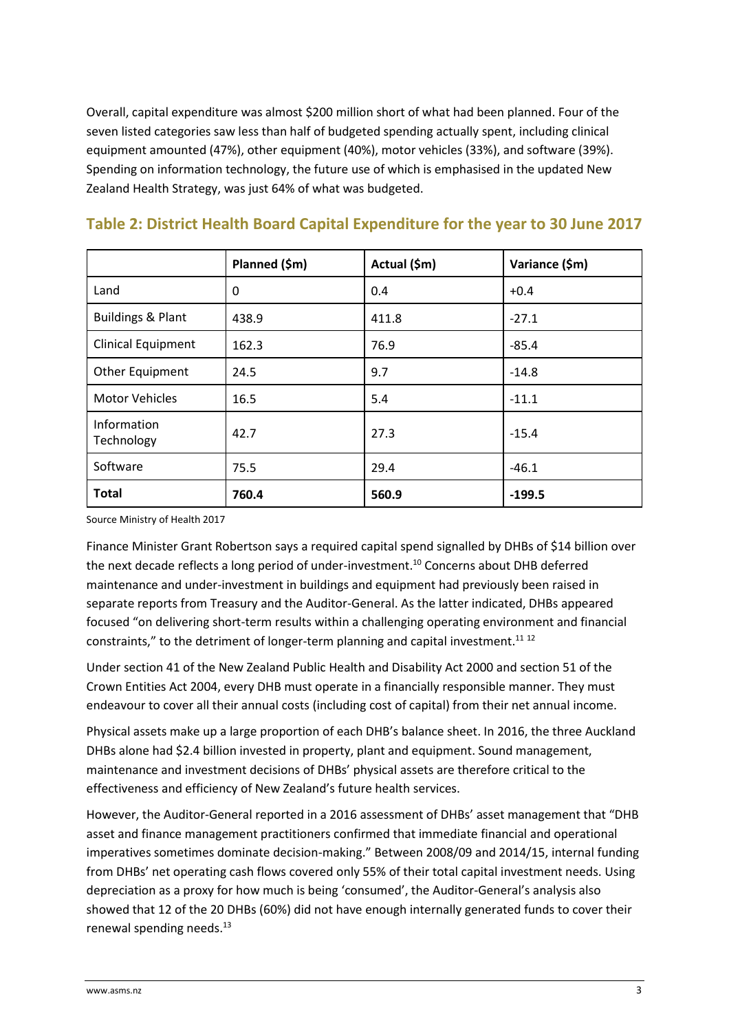Overall, capital expenditure was almost $200 million short of what had been planned. Four of the seven listed categories saw less than half of budgeted spending actually spent, including clinical equipment amounted (47%), other equipment (40%), motor vehicles (33%), and software (39%). Spending on information technology, the future use of which is emphasised in the updated New Zealand Health Strategy, was just 64% of what was budgeted.

## Table 2: District Health Board Capital Expenditure for the year to 30 June 2017

| | Planned ($m) | Actual ($m) | Variance ($m) |
|---|---|---|---|
| Land | 0 | 0.4 | +0.4 |
| Buildings & Plant | 438.9 | 411.8 | -27.1 |
| Clinical Equipment | 162.3 | 76.9 | -85.4 |
| Other Equipment | 24.5 | 9.7 | -14.8 |
| Motor Vehicles | 16.5 | 5.4 | -11.1 |
| Information Technology | 42.7 | 27.3 | -15.4 |
| Software | 75.5 | 29.4 | -46.1 |
| **Total** | **760.4** | **560.9** | **-199.5** |

Source Ministry of Health 2017

Finance Minister Grant Robertson says a required capital spend signalled by DHBs of $14 billion over the next decade reflects a long period of under-investment.[10] Concerns about DHB deferred maintenance and under-investment in buildings and equipment had previously been raised in separate reports from Treasury and the Auditor-General. As the latter indicated, DHBs appeared focused "on delivering short-term results within a challenging operating environment and financial constraints," to the detriment of longer-term planning and capital investment.[11 12]

Under section 41 of the New Zealand Public Health and Disability Act 2000 and section 51 of the Crown Entities Act 2004, every DHB must operate in a financially responsible manner. They must endeavour to cover all their annual costs (including cost of capital) from their net annual income.

Physical assets make up a large proportion of each DHB's balance sheet. In 2016, the three Auckland DHBs alone had $2.4 billion invested in property, plant and equipment. Sound management, maintenance and investment decisions of DHBs' physical assets are therefore critical to the effectiveness and efficiency of New Zealand's future health services.

However, the Auditor-General reported in a 2016 assessment of DHBs' asset management that "DHB asset and finance management practitioners confirmed that immediate financial and operational imperatives sometimes dominate decision-making." Between 2008/09 and 2014/15, internal funding from DHBs' net operating cash flows covered only 55% of their total capital investment needs. Using depreciation as a proxy for how much is being 'consumed', the Auditor-General's analysis also showed that 12 of the 20 DHBs (60%) did not have enough internally generated funds to cover their renewal spending needs.[13]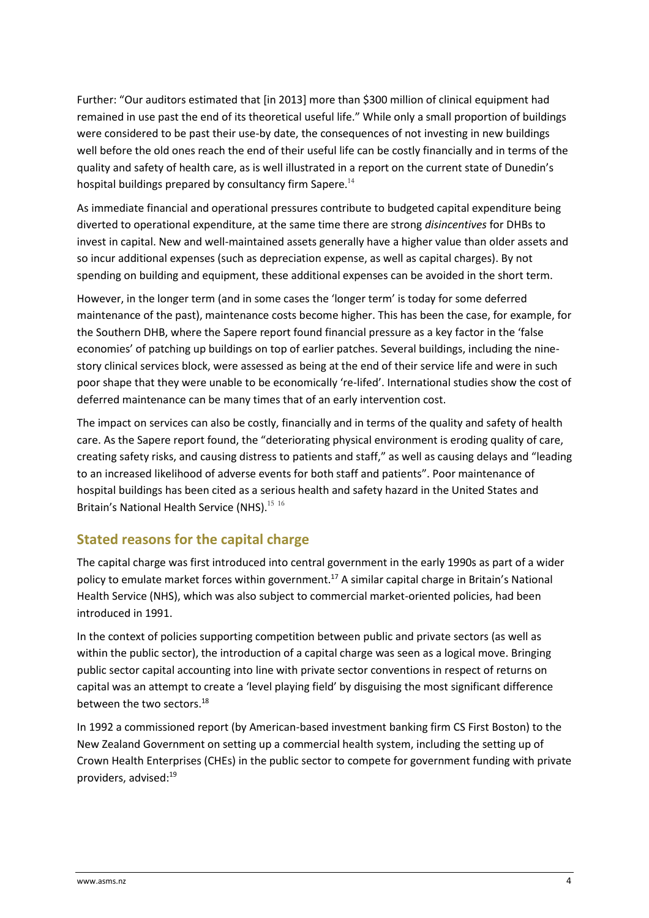Further: "Our auditors estimated that [in 2013] more than $300 million of clinical equipment had remained in use past the end of its theoretical useful life." While only a small proportion of buildings were considered to be past their use-by date, the consequences of not investing in new buildings well before the old ones reach the end of their useful life can be costly financially and in terms of the quality and safety of health care, as is well illustrated in a report on the current state of Dunedin's hospital buildings prepared by consultancy firm Sapere.[14]

As immediate financial and operational pressures contribute to budgeted capital expenditure being diverted to operational expenditure, at the same time there are strong *disincentives* for DHBs to invest in capital. New and well-maintained assets generally have a higher value than older assets and so incur additional expenses (such as depreciation expense, as well as capital charges). By not spending on building and equipment, these additional expenses can be avoided in the short term.

However, in the longer term (and in some cases the 'longer term' is today for some deferred maintenance of the past), maintenance costs become higher. This has been the case, for example, for the Southern DHB, where the Sapere report found financial pressure as a key factor in the 'false economies' of patching up buildings on top of earlier patches. Several buildings, including the nine-story clinical services block, were assessed as being at the end of their service life and were in such poor shape that they were unable to be economically 're-lifed'. International studies show the cost of deferred maintenance can be many times that of an early intervention cost.

The impact on services can also be costly, financially and in terms of the quality and safety of health care. As the Sapere report found, the "deteriorating physical environment is eroding quality of care, creating safety risks, and causing distress to patients and staff," as well as causing delays and "leading to an increased likelihood of adverse events for both staff and patients". Poor maintenance of hospital buildings has been cited as a serious health and safety hazard in the United States and Britain's National Health Service (NHS).[15] [16]

## Stated reasons for the capital charge

The capital charge was first introduced into central government in the early 1990s as part of a wider policy to emulate market forces within government.[17] A similar capital charge in Britain's National Health Service (NHS), which was also subject to commercial market-oriented policies, had been introduced in 1991.

In the context of policies supporting competition between public and private sectors (as well as within the public sector), the introduction of a capital charge was seen as a logical move. Bringing public sector capital accounting into line with private sector conventions in respect of returns on capital was an attempt to create a 'level playing field' by disguising the most significant difference between the two sectors.[18]

In 1992 a commissioned report (by American-based investment banking firm CS First Boston) to the New Zealand Government on setting up a commercial health system, including the setting up of Crown Health Enterprises (CHEs) in the public sector to compete for government funding with private providers, advised:[19]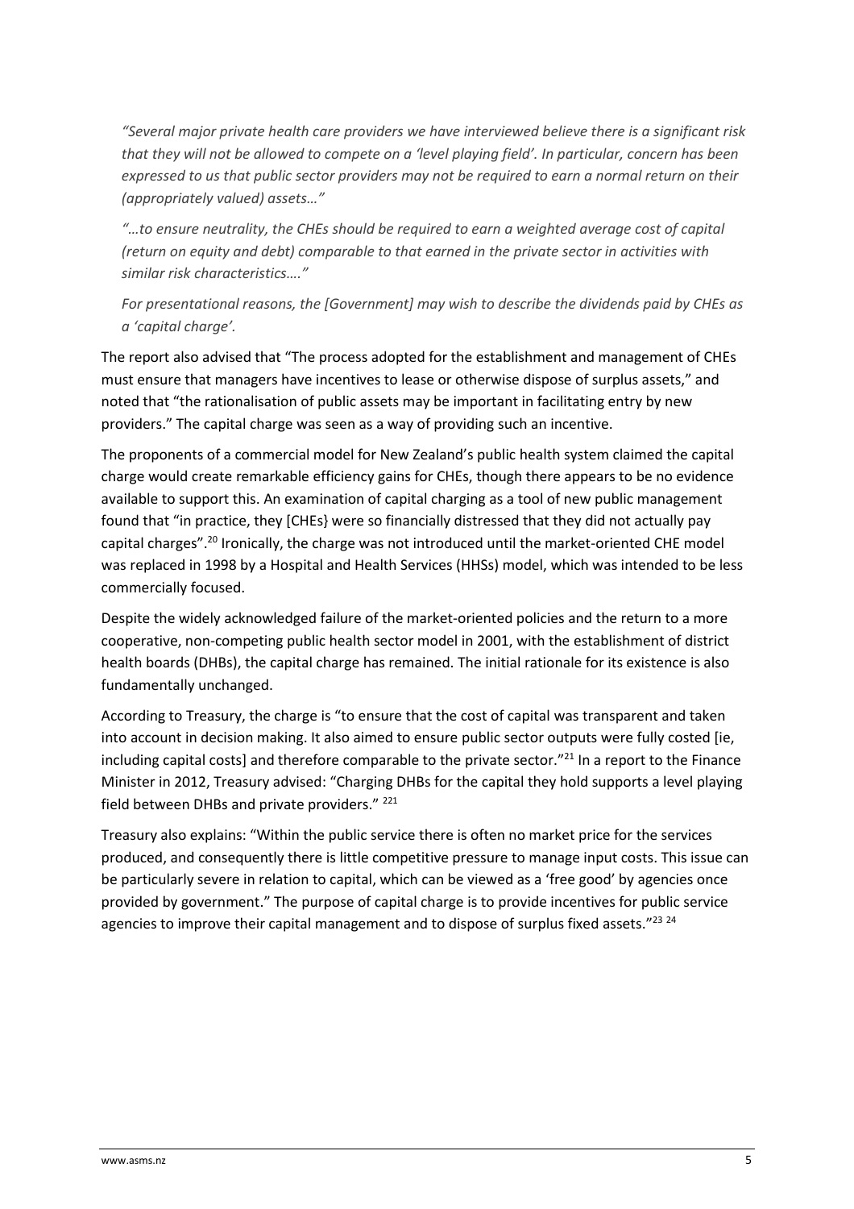*"Several major private health care providers we have interviewed believe there is a significant risk that they will not be allowed to compete on a 'level playing field'. In particular, concern has been expressed to us that public sector providers may not be required to earn a normal return on their (appropriately valued) assets…"*

*"…to ensure neutrality, the CHEs should be required to earn a weighted average cost of capital (return on equity and debt) comparable to that earned in the private sector in activities with similar risk characteristics…."*

*For presentational reasons, the [Government] may wish to describe the dividends paid by CHEs as a 'capital charge'.*

The report also advised that "The process adopted for the establishment and management of CHEs must ensure that managers have incentives to lease or otherwise dispose of surplus assets," and noted that "the rationalisation of public assets may be important in facilitating entry by new providers." The capital charge was seen as a way of providing such an incentive.

The proponents of a commercial model for New Zealand's public health system claimed the capital charge would create remarkable efficiency gains for CHEs, though there appears to be no evidence available to support this. An examination of capital charging as a tool of new public management found that "in practice, they [CHEs} were so financially distressed that they did not actually pay capital charges".[20] Ironically, the charge was not introduced until the market-oriented CHE model was replaced in 1998 by a Hospital and Health Services (HHSs) model, which was intended to be less commercially focused.

Despite the widely acknowledged failure of the market-oriented policies and the return to a more cooperative, non-competing public health sector model in 2001, with the establishment of district health boards (DHBs), the capital charge has remained. The initial rationale for its existence is also fundamentally unchanged.

According to Treasury, the charge is "to ensure that the cost of capital was transparent and taken into account in decision making. It also aimed to ensure public sector outputs were fully costed [ie, including capital costs] and therefore comparable to the private sector."[21] In a report to the Finance Minister in 2012, Treasury advised: "Charging DHBs for the capital they hold supports a level playing field between DHBs and private providers." [221]

Treasury also explains: "Within the public service there is often no market price for the services produced, and consequently there is little competitive pressure to manage input costs. This issue can be particularly severe in relation to capital, which can be viewed as a 'free good' by agencies once provided by government." The purpose of capital charge is to provide incentives for public service agencies to improve their capital management and to dispose of surplus fixed assets."[23] [24]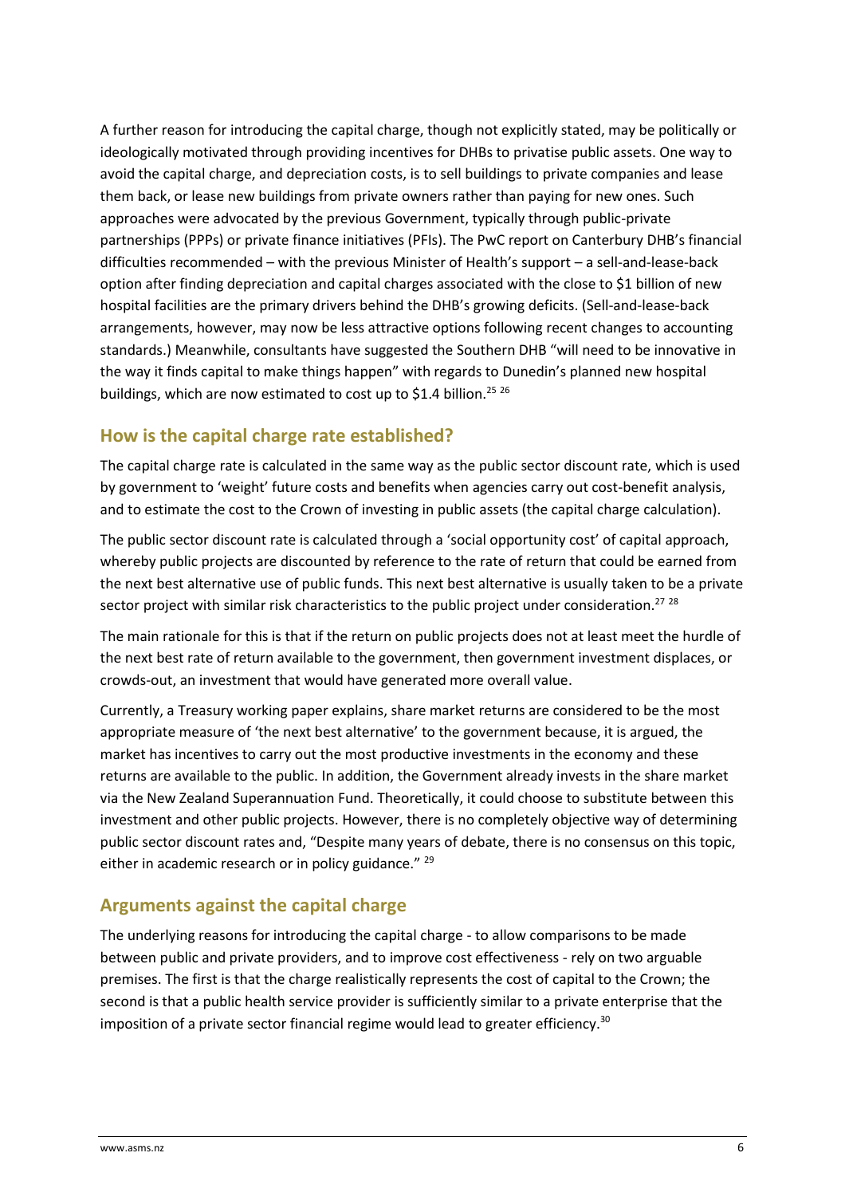A further reason for introducing the capital charge, though not explicitly stated, may be politically or ideologically motivated through providing incentives for DHBs to privatise public assets. One way to avoid the capital charge, and depreciation costs, is to sell buildings to private companies and lease them back, or lease new buildings from private owners rather than paying for new ones. Such approaches were advocated by the previous Government, typically through public-private partnerships (PPPs) or private finance initiatives (PFIs). The PwC report on Canterbury DHB's financial difficulties recommended – with the previous Minister of Health's support – a sell-and-lease-back option after finding depreciation and capital charges associated with the close to $1 billion of new hospital facilities are the primary drivers behind the DHB's growing deficits. (Sell-and-lease-back arrangements, however, may now be less attractive options following recent changes to accounting standards.) Meanwhile, consultants have suggested the Southern DHB "will need to be innovative in the way it finds capital to make things happen" with regards to Dunedin's planned new hospital buildings, which are now estimated to cost up to $1.4 billion.[25 26]

## How is the capital charge rate established?

The capital charge rate is calculated in the same way as the public sector discount rate, which is used by government to 'weight' future costs and benefits when agencies carry out cost-benefit analysis, and to estimate the cost to the Crown of investing in public assets (the capital charge calculation).

The public sector discount rate is calculated through a 'social opportunity cost' of capital approach, whereby public projects are discounted by reference to the rate of return that could be earned from the next best alternative use of public funds. This next best alternative is usually taken to be a private sector project with similar risk characteristics to the public project under consideration.[27 28]

The main rationale for this is that if the return on public projects does not at least meet the hurdle of the next best rate of return available to the government, then government investment displaces, or crowds-out, an investment that would have generated more overall value.

Currently, a Treasury working paper explains, share market returns are considered to be the most appropriate measure of 'the next best alternative' to the government because, it is argued, the market has incentives to carry out the most productive investments in the economy and these returns are available to the public. In addition, the Government already invests in the share market via the New Zealand Superannuation Fund. Theoretically, it could choose to substitute between this investment and other public projects. However, there is no completely objective way of determining public sector discount rates and, "Despite many years of debate, there is no consensus on this topic, either in academic research or in policy guidance." [29]

## Arguments against the capital charge

The underlying reasons for introducing the capital charge - to allow comparisons to be made between public and private providers, and to improve cost effectiveness - rely on two arguable premises. The first is that the charge realistically represents the cost of capital to the Crown; the second is that a public health service provider is sufficiently similar to a private enterprise that the imposition of a private sector financial regime would lead to greater efficiency.[30]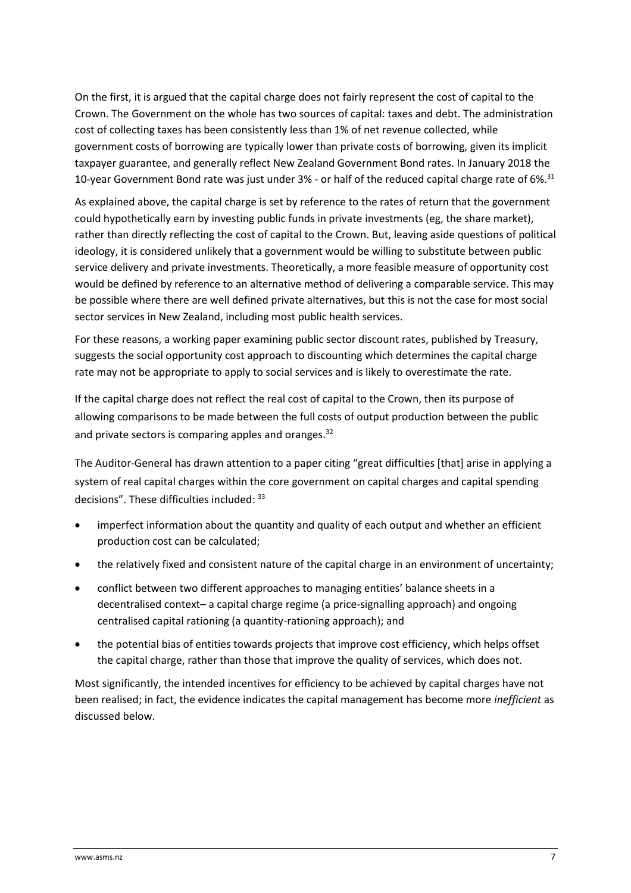On the first, it is argued that the capital charge does not fairly represent the cost of capital to the Crown. The Government on the whole has two sources of capital: taxes and debt. The administration cost of collecting taxes has been consistently less than 1% of net revenue collected, while government costs of borrowing are typically lower than private costs of borrowing, given its implicit taxpayer guarantee, and generally reflect New Zealand Government Bond rates. In January 2018 the 10-year Government Bond rate was just under 3% - or half of the reduced capital charge rate of 6%.[31]

As explained above, the capital charge is set by reference to the rates of return that the government could hypothetically earn by investing public funds in private investments (eg, the share market), rather than directly reflecting the cost of capital to the Crown. But, leaving aside questions of political ideology, it is considered unlikely that a government would be willing to substitute between public service delivery and private investments. Theoretically, a more feasible measure of opportunity cost would be defined by reference to an alternative method of delivering a comparable service. This may be possible where there are well defined private alternatives, but this is not the case for most social sector services in New Zealand, including most public health services.

For these reasons, a working paper examining public sector discount rates, published by Treasury, suggests the social opportunity cost approach to discounting which determines the capital charge rate may not be appropriate to apply to social services and is likely to overestimate the rate.

If the capital charge does not reflect the real cost of capital to the Crown, then its purpose of allowing comparisons to be made between the full costs of output production between the public and private sectors is comparing apples and oranges.[32]

The Auditor-General has drawn attention to a paper citing "great difficulties [that] arise in applying a system of real capital charges within the core government on capital charges and capital spending decisions". These difficulties included: [33]

- imperfect information about the quantity and quality of each output and whether an efficient production cost can be calculated;
- the relatively fixed and consistent nature of the capital charge in an environment of uncertainty;
- conflict between two different approaches to managing entities' balance sheets in a decentralised context– a capital charge regime (a price-signalling approach) and ongoing centralised capital rationing (a quantity-rationing approach); and
- the potential bias of entities towards projects that improve cost efficiency, which helps offset the capital charge, rather than those that improve the quality of services, which does not.

Most significantly, the intended incentives for efficiency to be achieved by capital charges have not been realised; in fact, the evidence indicates the capital management has become more *inefficient* as discussed below.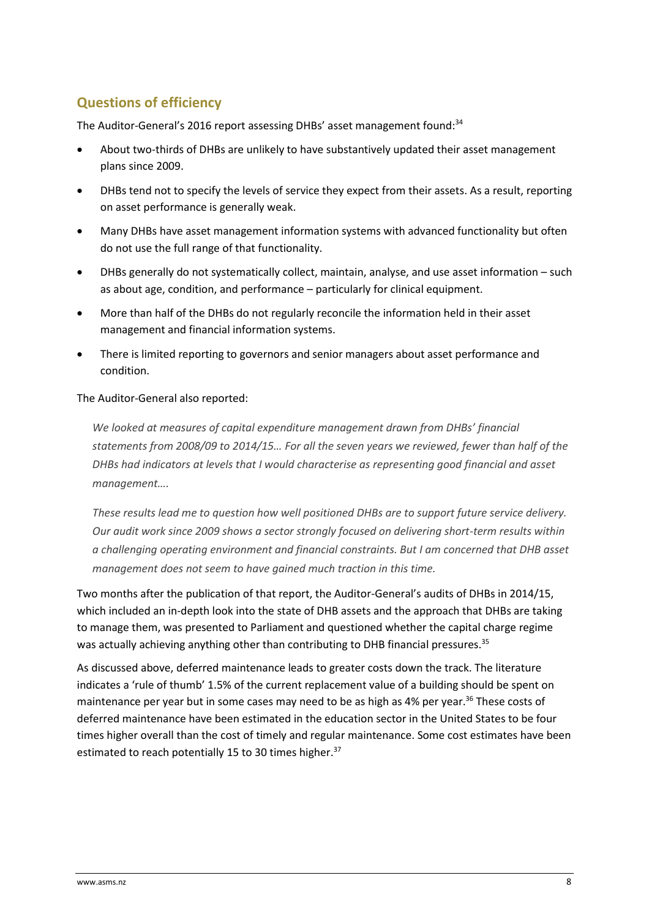## Questions of efficiency

The Auditor-General's 2016 report assessing DHBs' asset management found:[34]

- About two-thirds of DHBs are unlikely to have substantively updated their asset management plans since 2009.
- DHBs tend not to specify the levels of service they expect from their assets. As a result, reporting on asset performance is generally weak.
- Many DHBs have asset management information systems with advanced functionality but often do not use the full range of that functionality.
- DHBs generally do not systematically collect, maintain, analyse, and use asset information – such as about age, condition, and performance – particularly for clinical equipment.
- More than half of the DHBs do not regularly reconcile the information held in their asset management and financial information systems.
- There is limited reporting to governors and senior managers about asset performance and condition.

The Auditor-General also reported:

> *We looked at measures of capital expenditure management drawn from DHBs' financial statements from 2008/09 to 2014/15… For all the seven years we reviewed, fewer than half of the DHBs had indicators at levels that I would characterise as representing good financial and asset management….*
>
> *These results lead me to question how well positioned DHBs are to support future service delivery. Our audit work since 2009 shows a sector strongly focused on delivering short-term results within a challenging operating environment and financial constraints. But I am concerned that DHB asset management does not seem to have gained much traction in this time.*

Two months after the publication of that report, the Auditor-General's audits of DHBs in 2014/15, which included an in-depth look into the state of DHB assets and the approach that DHBs are taking to manage them, was presented to Parliament and questioned whether the capital charge regime was actually achieving anything other than contributing to DHB financial pressures.[35]

As discussed above, deferred maintenance leads to greater costs down the track. The literature indicates a 'rule of thumb' 1.5% of the current replacement value of a building should be spent on maintenance per year but in some cases may need to be as high as 4% per year.[36] These costs of deferred maintenance have been estimated in the education sector in the United States to be four times higher overall than the cost of timely and regular maintenance. Some cost estimates have been estimated to reach potentially 15 to 30 times higher.[37]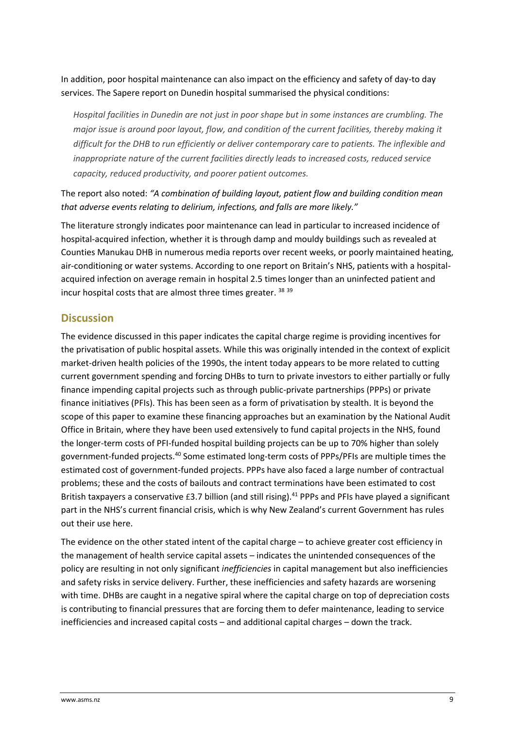In addition, poor hospital maintenance can also impact on the efficiency and safety of day-to day services. The Sapere report on Dunedin hospital summarised the physical conditions:

> *Hospital facilities in Dunedin are not just in poor shape but in some instances are crumbling. The major issue is around poor layout, flow, and condition of the current facilities, thereby making it difficult for the DHB to run efficiently or deliver contemporary care to patients. The inflexible and inappropriate nature of the current facilities directly leads to increased costs, reduced service capacity, reduced productivity, and poorer patient outcomes.*

The report also noted: *"A combination of building layout, patient flow and building condition mean that adverse events relating to delirium, infections, and falls are more likely."*

The literature strongly indicates poor maintenance can lead in particular to increased incidence of hospital-acquired infection, whether it is through damp and mouldy buildings such as revealed at Counties Manukau DHB in numerous media reports over recent weeks, or poorly maintained heating, air-conditioning or water systems. According to one report on Britain's NHS, patients with a hospital-acquired infection on average remain in hospital 2.5 times longer than an uninfected patient and incur hospital costs that are almost three times greater. [38 39]

## Discussion

The evidence discussed in this paper indicates the capital charge regime is providing incentives for the privatisation of public hospital assets. While this was originally intended in the context of explicit market-driven health policies of the 1990s, the intent today appears to be more related to cutting current government spending and forcing DHBs to turn to private investors to either partially or fully finance impending capital projects such as through public-private partnerships (PPPs) or private finance initiatives (PFIs). This has been seen as a form of privatisation by stealth. It is beyond the scope of this paper to examine these financing approaches but an examination by the National Audit Office in Britain, where they have been used extensively to fund capital projects in the NHS, found the longer-term costs of PFI-funded hospital building projects can be up to 70% higher than solely government-funded projects.[40] Some estimated long-term costs of PPPs/PFIs are multiple times the estimated cost of government-funded projects. PPPs have also faced a large number of contractual problems; these and the costs of bailouts and contract terminations have been estimated to cost British taxpayers a conservative £3.7 billion (and still rising).[41] PPPs and PFIs have played a significant part in the NHS's current financial crisis, which is why New Zealand's current Government has rules out their use here.

The evidence on the other stated intent of the capital charge – to achieve greater cost efficiency in the management of health service capital assets – indicates the unintended consequences of the policy are resulting in not only significant *inefficiencies* in capital management but also inefficiencies and safety risks in service delivery. Further, these inefficiencies and safety hazards are worsening with time. DHBs are caught in a negative spiral where the capital charge on top of depreciation costs is contributing to financial pressures that are forcing them to defer maintenance, leading to service inefficiencies and increased capital costs – and additional capital charges – down the track.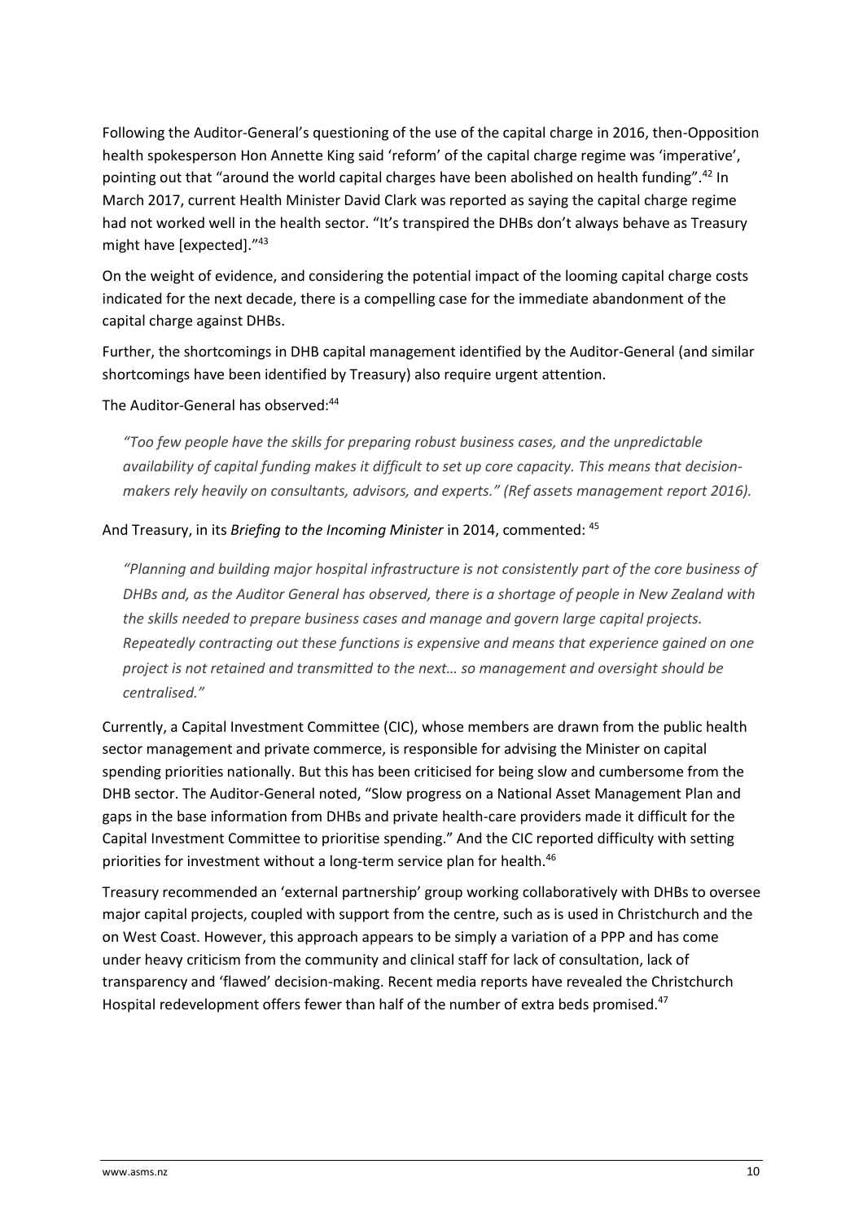Following the Auditor-General's questioning of the use of the capital charge in 2016, then-Opposition health spokesperson Hon Annette King said 'reform' of the capital charge regime was 'imperative', pointing out that "around the world capital charges have been abolished on health funding".[42] In March 2017, current Health Minister David Clark was reported as saying the capital charge regime had not worked well in the health sector. "It's transpired the DHBs don't always behave as Treasury might have [expected]."[43]

On the weight of evidence, and considering the potential impact of the looming capital charge costs indicated for the next decade, there is a compelling case for the immediate abandonment of the capital charge against DHBs.

Further, the shortcomings in DHB capital management identified by the Auditor-General (and similar shortcomings have been identified by Treasury) also require urgent attention.

The Auditor-General has observed:[44]

> *"Too few people have the skills for preparing robust business cases, and the unpredictable availability of capital funding makes it difficult to set up core capacity. This means that decision-makers rely heavily on consultants, advisors, and experts." (Ref assets management report 2016).*

And Treasury, in its *Briefing to the Incoming Minister* in 2014, commented: [45]

> *"Planning and building major hospital infrastructure is not consistently part of the core business of DHBs and, as the Auditor General has observed, there is a shortage of people in New Zealand with the skills needed to prepare business cases and manage and govern large capital projects. Repeatedly contracting out these functions is expensive and means that experience gained on one project is not retained and transmitted to the next… so management and oversight should be centralised."*

Currently, a Capital Investment Committee (CIC), whose members are drawn from the public health sector management and private commerce, is responsible for advising the Minister on capital spending priorities nationally. But this has been criticised for being slow and cumbersome from the DHB sector. The Auditor-General noted, "Slow progress on a National Asset Management Plan and gaps in the base information from DHBs and private health-care providers made it difficult for the Capital Investment Committee to prioritise spending." And the CIC reported difficulty with setting priorities for investment without a long-term service plan for health.[46]

Treasury recommended an 'external partnership' group working collaboratively with DHBs to oversee major capital projects, coupled with support from the centre, such as is used in Christchurch and the on West Coast. However, this approach appears to be simply a variation of a PPP and has come under heavy criticism from the community and clinical staff for lack of consultation, lack of transparency and 'flawed' decision-making. Recent media reports have revealed the Christchurch Hospital redevelopment offers fewer than half of the number of extra beds promised.[47]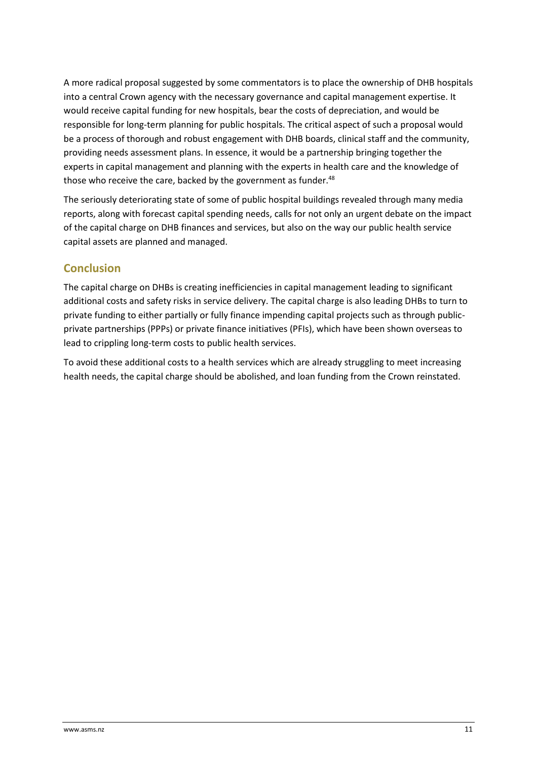A more radical proposal suggested by some commentators is to place the ownership of DHB hospitals into a central Crown agency with the necessary governance and capital management expertise. It would receive capital funding for new hospitals, bear the costs of depreciation, and would be responsible for long-term planning for public hospitals. The critical aspect of such a proposal would be a process of thorough and robust engagement with DHB boards, clinical staff and the community, providing needs assessment plans. In essence, it would be a partnership bringing together the experts in capital management and planning with the experts in health care and the knowledge of those who receive the care, backed by the government as funder.[48]

The seriously deteriorating state of some of public hospital buildings revealed through many media reports, along with forecast capital spending needs, calls for not only an urgent debate on the impact of the capital charge on DHB finances and services, but also on the way our public health service capital assets are planned and managed.

## Conclusion

The capital charge on DHBs is creating inefficiencies in capital management leading to significant additional costs and safety risks in service delivery. The capital charge is also leading DHBs to turn to private funding to either partially or fully finance impending capital projects such as through public-private partnerships (PPPs) or private finance initiatives (PFIs), which have been shown overseas to lead to crippling long-term costs to public health services.

To avoid these additional costs to a health services which are already struggling to meet increasing health needs, the capital charge should be abolished, and loan funding from the Crown reinstated.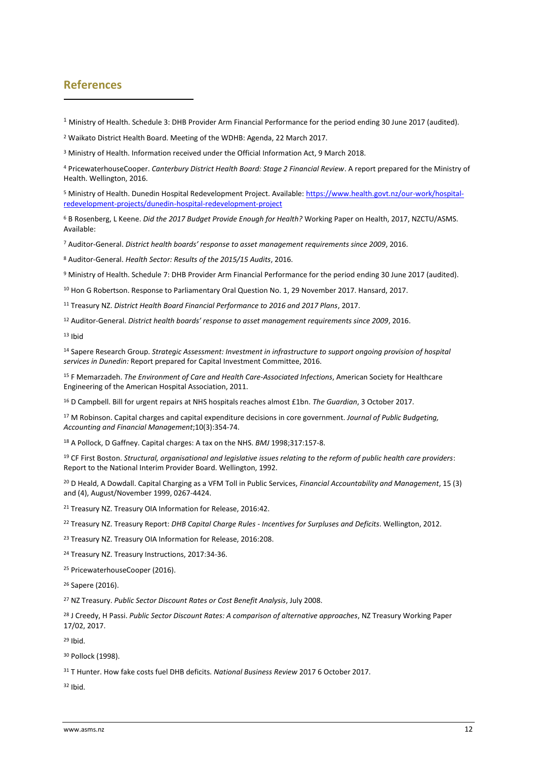## References

[1] Ministry of Health. Schedule 3: DHB Provider Arm Financial Performance for the period ending 30 June 2017 (audited).

[2] Waikato District Health Board. Meeting of the WDHB: Agenda, 22 March 2017.

[3] Ministry of Health. Information received under the Official Information Act, 9 March 2018.

[4] PricewaterhouseCooper. *Canterbury District Health Board: Stage 2 Financial Review*. A report prepared for the Ministry of Health. Wellington, 2016.

[5] Ministry of Health. Dunedin Hospital Redevelopment Project. Available: https://www.health.govt.nz/our-work/hospital-redevelopment-projects/dunedin-hospital-redevelopment-project

[6] B Rosenberg, L Keene. *Did the 2017 Budget Provide Enough for Health?* Working Paper on Health, 2017, NZCTU/ASMS. Available:

[7] Auditor-General. *District health boards' response to asset management requirements since 2009*, 2016.

[8] Auditor-General. *Health Sector: Results of the 2015/15 Audits*, 2016.

[9] Ministry of Health. Schedule 7: DHB Provider Arm Financial Performance for the period ending 30 June 2017 (audited).

[10] Hon G Robertson. Response to Parliamentary Oral Question No. 1, 29 November 2017. Hansard, 2017.

[11] Treasury NZ. *District Health Board Financial Performance to 2016 and 2017 Plans*, 2017.

[12] Auditor-General. *District health boards' response to asset management requirements since 2009*, 2016.

[13] Ibid

[14] Sapere Research Group. *Strategic Assessment: Investment in infrastructure to support ongoing provision of hospital services in Dunedin:* Report prepared for Capital Investment Committee, 2016.

[15] F Memarzadeh. *The Environment of Care and Health Care-Associated Infections*, American Society for Healthcare Engineering of the American Hospital Association, 2011.

[16] D Campbell. Bill for urgent repairs at NHS hospitals reaches almost £1bn. *The Guardian*, 3 October 2017.

[17] M Robinson. Capital charges and capital expenditure decisions in core government. *Journal of Public Budgeting, Accounting and Financial Management*;10(3):354-74.

[18] A Pollock, D Gaffney. Capital charges: A tax on the NHS. *BMJ* 1998;317:157-8.

[19] CF First Boston. *Structural, organisational and legislative issues relating to the reform of public health care providers*: Report to the National Interim Provider Board. Wellington, 1992.

[20] D Heald, A Dowdall. Capital Charging as a VFM Toll in Public Services, *Financial Accountability and Management*, 15 (3) and (4), August/November 1999, 0267-4424.

[21] Treasury NZ. Treasury OIA Information for Release, 2016:42.

[22] Treasury NZ. Treasury Report: *DHB Capital Charge Rules - Incentives for Surpluses and Deficits*. Wellington, 2012.

[23] Treasury NZ. Treasury OIA Information for Release, 2016:208.

[24] Treasury NZ. Treasury Instructions, 2017:34-36.

[25] PricewaterhouseCooper (2016).

[26] Sapere (2016).

[27] NZ Treasury. *Public Sector Discount Rates or Cost Benefit Analysis*, July 2008.

[28] J Creedy, H Passi. *Public Sector Discount Rates: A comparison of alternative approaches*, NZ Treasury Working Paper 17/02, 2017.

[29] Ibid.

[30] Pollock (1998).

[31] T Hunter. How fake costs fuel DHB deficits. *National Business Review* 2017 6 October 2017.

[32] Ibid.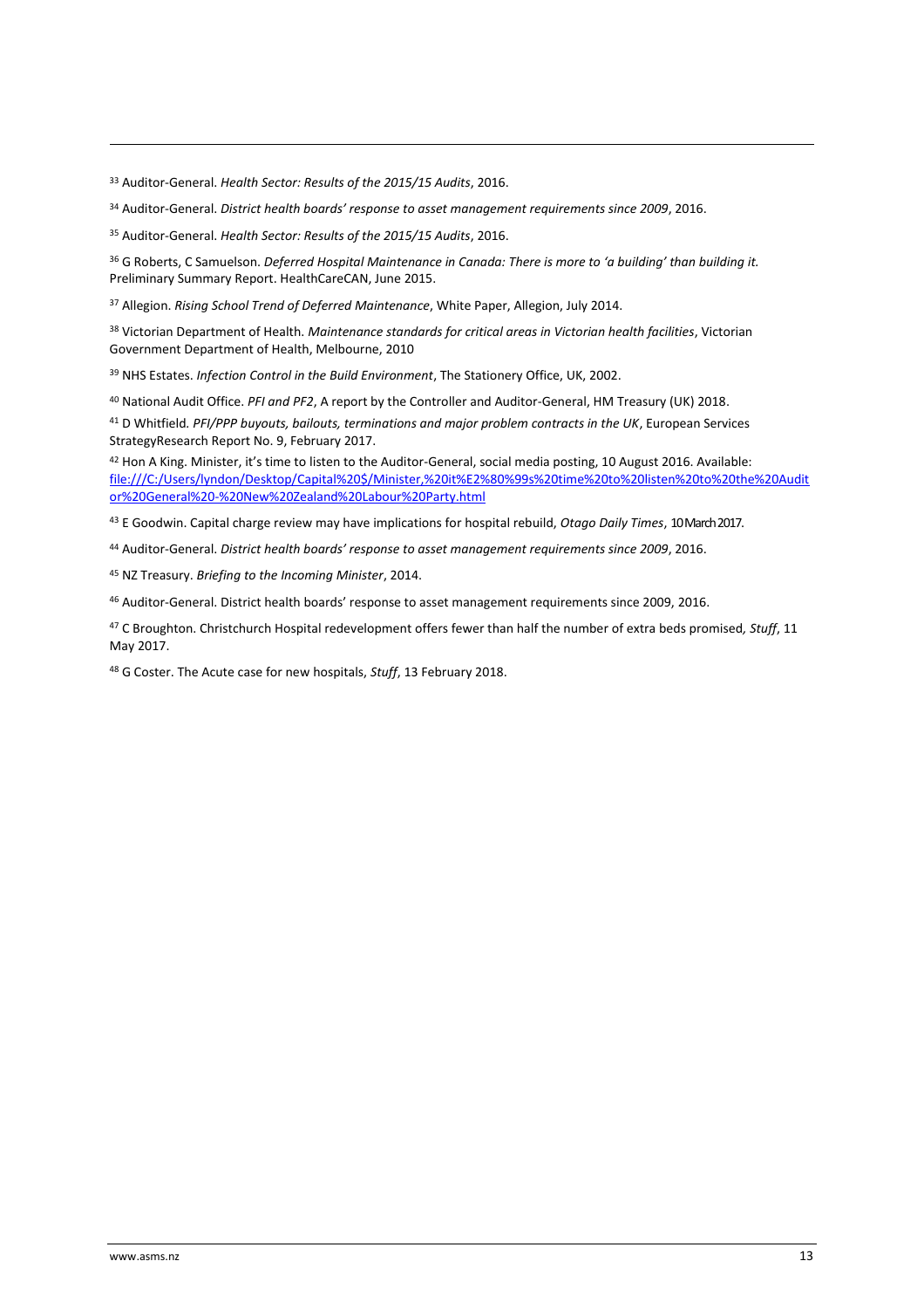[33] Auditor-General. *Health Sector: Results of the 2015/15 Audits*, 2016.

[34] Auditor-General. *District health boards' response to asset management requirements since 2009*, 2016.

[35] Auditor-General. *Health Sector: Results of the 2015/15 Audits*, 2016.

[36] G Roberts, C Samuelson. *Deferred Hospital Maintenance in Canada: There is more to 'a building' than building it.* Preliminary Summary Report. HealthCareCAN, June 2015.

[37] Allegion. *Rising School Trend of Deferred Maintenance*, White Paper, Allegion, July 2014.

[38] Victorian Department of Health. *Maintenance standards for critical areas in Victorian health facilities*, Victorian Government Department of Health, Melbourne, 2010

[39] NHS Estates. *Infection Control in the Build Environment*, The Stationery Office, UK, 2002.

[40] National Audit Office. *PFI and PF2*, A report by the Controller and Auditor-General, HM Treasury (UK) 2018.

[41] D Whitfield. *PFI/PPP buyouts, bailouts, terminations and major problem contracts in the UK*, European Services StrategyResearch Report No. 9, February 2017.

[42] Hon A King. Minister, it's time to listen to the Auditor-General, social media posting, 10 August 2016. Available: file:///C:/Users/lyndon/Desktop/Capital%20$/Minister,%20it%E2%80%99s%20time%20to%20listen%20to%20the%20Auditor%20General%20-%20New%20Zealand%20Labour%20Party.html

[43] E Goodwin. Capital charge review may have implications for hospital rebuild, *Otago Daily Times*, 10 March 2017.

[44] Auditor-General. *District health boards' response to asset management requirements since 2009*, 2016.

[45] NZ Treasury. *Briefing to the Incoming Minister*, 2014.

[46] Auditor-General. District health boards' response to asset management requirements since 2009, 2016.

[47] C Broughton. Christchurch Hospital redevelopment offers fewer than half the number of extra beds promised, *Stuff*, 11 May 2017.

[48] G Coster. The Acute case for new hospitals, *Stuff*, 13 February 2018.